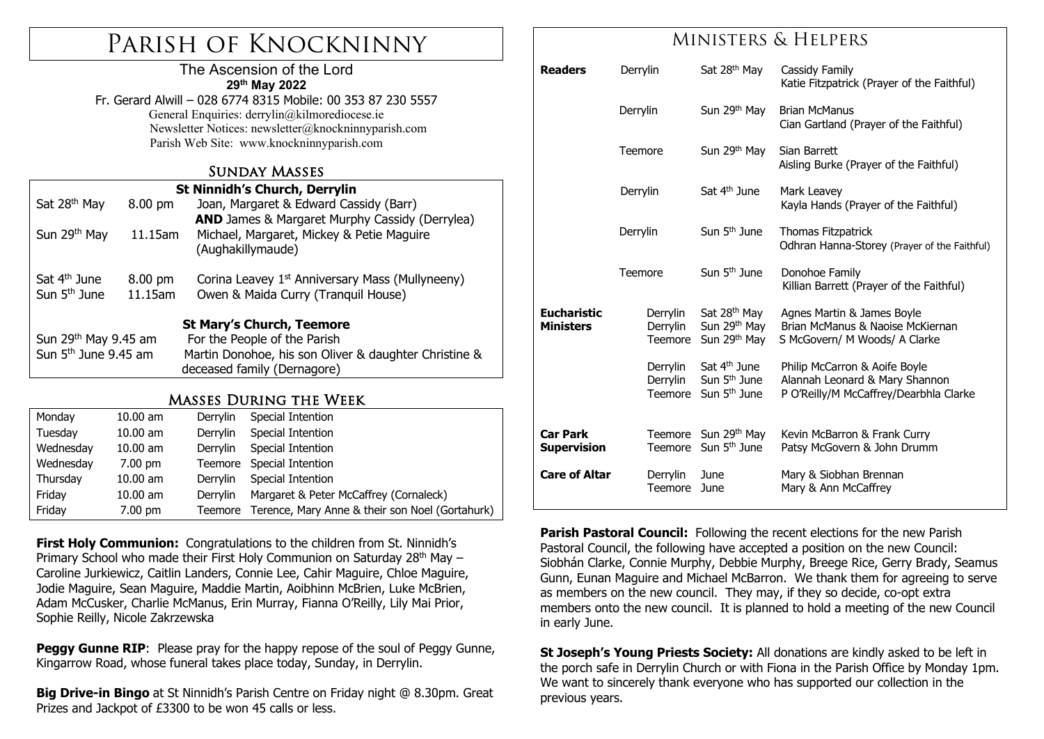# Parish of Knockninny

The Ascension of the Lord

**29th May 2022**

Fr. Gerard Alwill – 028 6774 8315 Mobile: 00 353 87 230 5557

General Enquiries: derrylin@kilmorediocese.ie

Newsletter Notices: newsletter@knockninnyparish.com

Parish Web Site: www.knockninnyparish.com

## Sunday Masses

**St Ninnidh's Church, Derrylin**

| | | |
|---|---|---|
| Sat 28th May | 8.00 pm | Joan, Margaret & Edward Cassidy (Barr) **AND** James & Margaret Murphy Cassidy (Derrylea) |
| Sun 29th May | 11.15am | Michael, Margaret, Mickey & Petie Maguire (Aughakillymaude) |
| Sat 4th June | 8.00 pm | Corina Leavey 1st Anniversary Mass (Mullyneeny) |
| Sun 5th June | 11.15am | Owen & Maida Curry (Tranquil House) |

**St Mary's Church, Teemore**

| | |
|---|---|
| Sun 29th May 9.45 am | For the People of the Parish |
| Sun 5th June 9.45 am | Martin Donohoe, his son Oliver & daughter Christine & deceased family (Dernagore) |

## Masses During the Week

| | | | |
|---|---|---|---|
| Monday | 10.00 am | Derrylin | Special Intention |
| Tuesday | 10.00 am | Derrylin | Special Intention |
| Wednesday | 10.00 am | Derrylin | Special Intention |
| Wednesday | 7.00 pm | Teemore | Special Intention |
| Thursday | 10.00 am | Derrylin | Special Intention |
| Friday | 10.00 am | Derrylin | Margaret & Peter McCaffrey (Cornaleck) |
| Friday | 7.00 pm | Teemore | Terence, Mary Anne & their son Noel (Gortahurk) |

**First Holy Communion:** Congratulations to the children from St. Ninnidh's Primary School who made their First Holy Communion on Saturday 28th May – Caroline Jurkiewicz, Caitlin Landers, Connie Lee, Cahir Maguire, Chloe Maguire, Jodie Maguire, Sean Maguire, Maddie Martin, Aoibhinn McBrien, Luke McBrien, Adam McCusker, Charlie McManus, Erin Murray, Fianna O'Reilly, Lily Mai Prior, Sophie Reilly, Nicole Zakrzewska

**Peggy Gunne RIP**: Please pray for the happy repose of the soul of Peggy Gunne, Kingarrow Road, whose funeral takes place today, Sunday, in Derrylin.

**Big Drive-in Bingo** at St Ninnidh's Parish Centre on Friday night @ 8.30pm. Great Prizes and Jackpot of £3300 to be won 45 calls or less.

## Ministers & Helpers

| | | | |
|---|---|---|---|
| **Readers** | Derrylin | Sat 28th May | Cassidy Family; Katie Fitzpatrick (Prayer of the Faithful) |
| | Derrylin | Sun 29th May | Brian McManus; Cian Gartland (Prayer of the Faithful) |
| | Teemore | Sun 29th May | Sian Barrett; Aisling Burke (Prayer of the Faithful) |
| | Derrylin | Sat 4th June | Mark Leavey; Kayla Hands (Prayer of the Faithful) |
| | Derrylin | Sun 5th June | Thomas Fitzpatrick; Odhran Hanna-Storey (Prayer of the Faithful) |
| | Teemore | Sun 5th June | Donohoe Family; Killian Barrett (Prayer of the Faithful) |
| **Eucharistic Ministers** | Derrylin | Sat 28th May | Agnes Martin & James Boyle |
| | Derrylin | Sun 29th May | Brian McManus & Naoise McKiernan |
| | Teemore | Sun 29th May | S McGovern/ M Woods/ A Clarke |
| | Derrylin | Sat 4th June | Philip McCarron & Aoife Boyle |
| | Derrylin | Sun 5th June | Alannah Leonard & Mary Shannon |
| | Teemore | Sun 5th June | P O'Reilly/M McCaffrey/Dearbhla Clarke |
| **Car Park Supervision** | Teemore | Sun 29th May | Kevin McBarron & Frank Curry |
| | Teemore | Sun 5th June | Patsy McGovern & John Drumm |
| **Care of Altar** | Derrylin | June | Mary & Siobhan Brennan |
| | Teemore | June | Mary & Ann McCaffrey |

**Parish Pastoral Council:** Following the recent elections for the new Parish Pastoral Council, the following have accepted a position on the new Council: Siobhán Clarke, Connie Murphy, Debbie Murphy, Breege Rice, Gerry Brady, Seamus Gunn, Eunan Maguire and Michael McBarron. We thank them for agreeing to serve as members on the new council. They may, if they so decide, co-opt extra members onto the new council. It is planned to hold a meeting of the new Council in early June.

**St Joseph's Young Priests Society:** All donations are kindly asked to be left in the porch safe in Derrylin Church or with Fiona in the Parish Office by Monday 1pm. We want to sincerely thank everyone who has supported our collection in the previous years.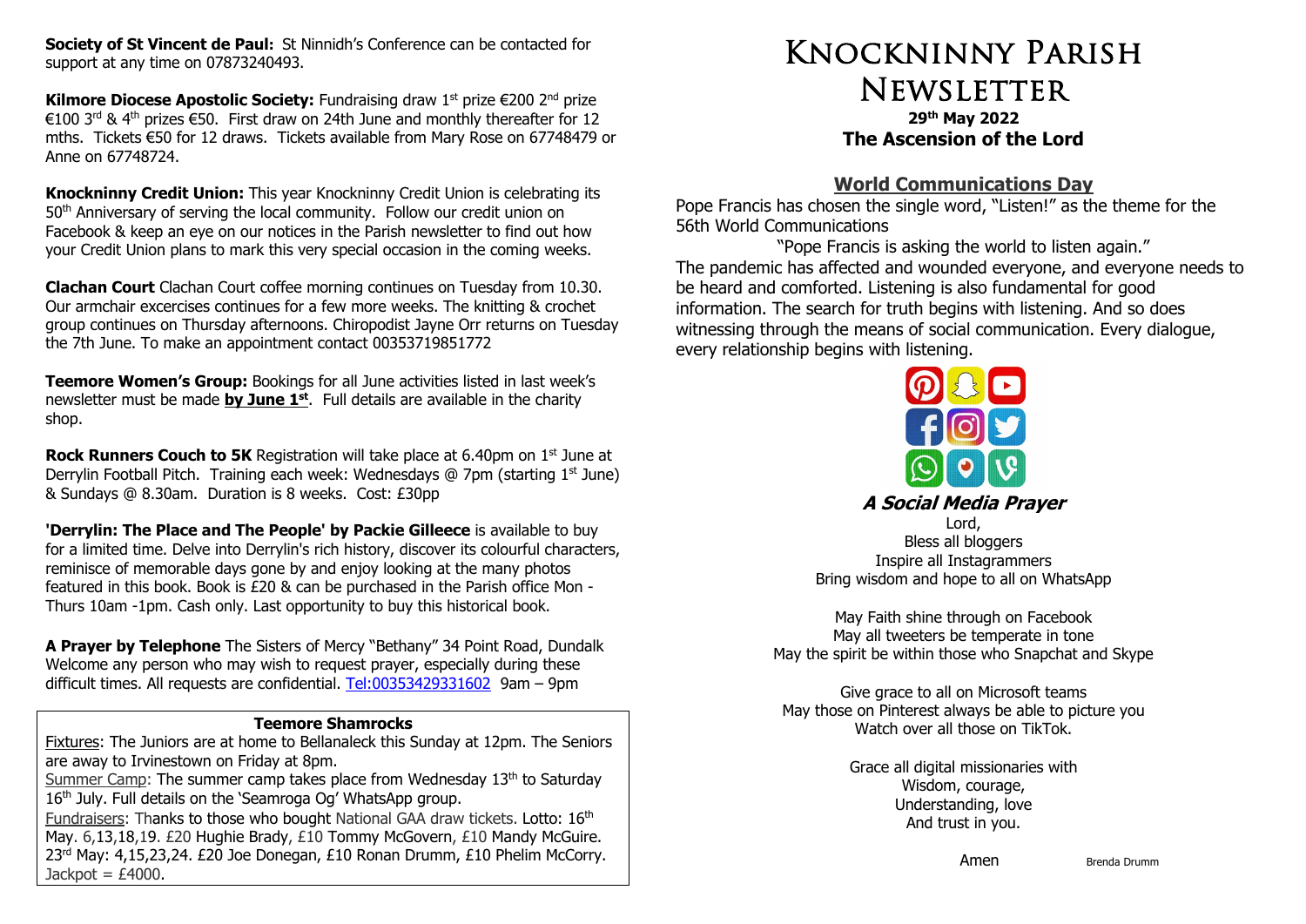**Society of St Vincent de Paul:** St Ninnidh's Conference can be contacted for support at any time on 07873240493.

**Kilmore Diocese Apostolic Society:** Fundraising draw 1st prize €200 2nd prize €100 3rd & 4th prizes €50. First draw on 24th June and monthly thereafter for 12 mths. Tickets €50 for 12 draws. Tickets available from Mary Rose on 67748479 or Anne on 67748724.

**Knockninny Credit Union:** This year Knockninny Credit Union is celebrating its 50th Anniversary of serving the local community. Follow our credit union on Facebook & keep an eye on our notices in the Parish newsletter to find out how your Credit Union plans to mark this very special occasion in the coming weeks.

**Clachan Court** Clachan Court coffee morning continues on Tuesday from 10.30. Our armchair excercises continues for a few more weeks. The knitting & crochet group continues on Thursday afternoons. Chiropodist Jayne Orr returns on Tuesday the 7th June. To make an appointment contact 00353719851772

**Teemore Women's Group:** Bookings for all June activities listed in last week's newsletter must be made **by June 1st**. Full details are available in the charity shop.

**Rock Runners Couch to 5K** Registration will take place at 6.40pm on 1st June at Derrylin Football Pitch. Training each week: Wednesdays @ 7pm (starting 1st June) & Sundays @ 8.30am. Duration is 8 weeks. Cost: £30pp

**'Derrylin: The Place and The People' by Packie Gilleece** is available to buy for a limited time. Delve into Derrylin's rich history, discover its colourful characters, reminisce of memorable days gone by and enjoy looking at the many photos featured in this book. Book is £20 & can be purchased in the Parish office Mon - Thurs 10am -1pm. Cash only. Last opportunity to buy this historical book.

**A Prayer by Telephone** The Sisters of Mercy "Bethany" 34 Point Road, Dundalk Welcome any person who may wish to request prayer, especially during these difficult times. All requests are confidential. Tel:00353429331602 9am – 9pm

**Teemore Shamrocks**

Fixtures: The Juniors are at home to Bellanaleck this Sunday at 12pm. The Seniors are away to Irvinestown on Friday at 8pm.
Summer Camp: The summer camp takes place from Wednesday 13th to Saturday 16th July. Full details on the 'Seamroga Og' WhatsApp group.
Fundraisers: Thanks to those who bought National GAA draw tickets. Lotto: 16th May. 6,13,18,19. £20 Hughie Brady, £10 Tommy McGovern, £10 Mandy McGuire. 23rd May: 4,15,23,24. £20 Joe Donegan, £10 Ronan Drumm, £10 Phelim McCorry. Jackpot = £4000.

# Knockninny Parish Newsletter

**29th May 2022**
**The Ascension of the Lord**

## World Communications Day

Pope Francis has chosen the single word, "Listen!" as the theme for the 56th World Communications

"Pope Francis is asking the world to listen again."

The pandemic has affected and wounded everyone, and everyone needs to be heard and comforted. Listening is also fundamental for good information. The search for truth begins with listening. And so does witnessing through the means of social communication. Every dialogue, every relationship begins with listening.

***A Social Media Prayer***

Lord,
Bless all bloggers
Inspire all Instagrammers
Bring wisdom and hope to all on WhatsApp

May Faith shine through on Facebook
May all tweeters be temperate in tone
May the spirit be within those who Snapchat and Skype

Give grace to all on Microsoft teams
May those on Pinterest always be able to picture you
Watch over all those on TikTok.

Grace all digital missionaries with
Wisdom, courage,
Understanding, love
And trust in you.

Amen

Brenda Drumm